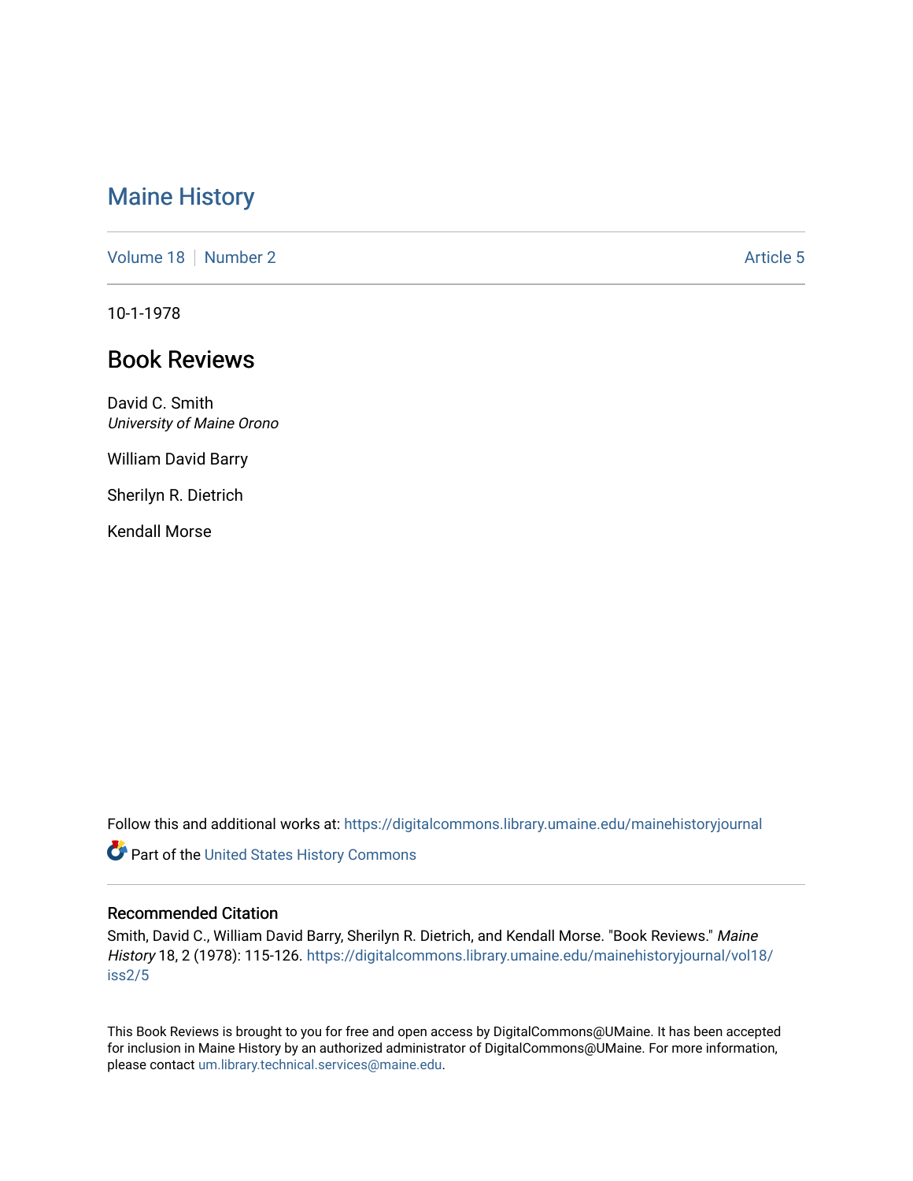# Maine History

Volume 18 | Number 2 | Article 5

10-1-1978

## Book Reviews

David C. Smith
*University of Maine Orono*

William David Barry

Sherilyn R. Dietrich

Kendall Morse

Follow this and additional works at: https://digitalcommons.library.umaine.edu/mainehistoryjournal

Part of the United States History Commons

### Recommended Citation

Smith, David C., William David Barry, Sherilyn R. Dietrich, and Kendall Morse. "Book Reviews." *Maine History* 18, 2 (1978): 115-126. https://digitalcommons.library.umaine.edu/mainehistoryjournal/vol18/iss2/5

This Book Reviews is brought to you for free and open access by DigitalCommons@UMaine. It has been accepted for inclusion in Maine History by an authorized administrator of DigitalCommons@UMaine. For more information, please contact um.library.technical.services@maine.edu.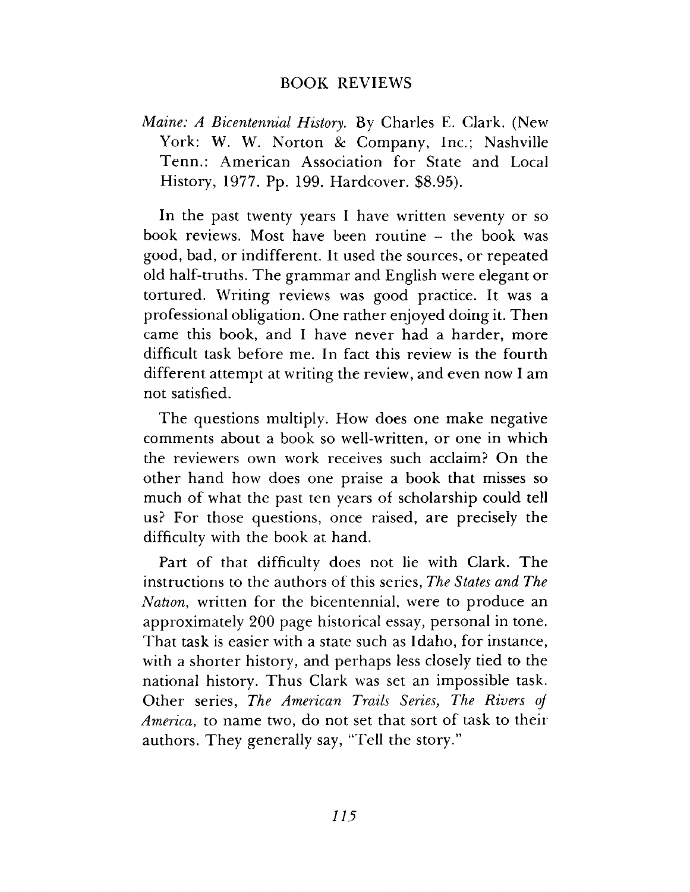## BOOK REVIEWS

*Maine: A Bicentennial History.* By Charles E. Clark. (New York: W. W. Norton & Company, Inc.; Nashville Tenn.: American Association for State and Local History, 1977. Pp. 199. Hardcover. $8.95).

In the past twenty years I have written seventy or so book reviews. Most have been routine – the book was good, bad, or indifferent. It used the sources, or repeated old half-truths. The grammar and English were elegant or tortured. Writing reviews was good practice. It was a professional obligation. One rather enjoyed doing it. Then came this book, and I have never had a harder, more difficult task before me. In fact this review is the fourth different attempt at writing the review, and even now I am not satisfied.

The questions multiply. How does one make negative comments about a book so well-written, or one in which the reviewers own work receives such acclaim? On the other hand how does one praise a book that misses so much of what the past ten years of scholarship could tell us? For those questions, once raised, are precisely the difficulty with the book at hand.

Part of that difficulty does not lie with Clark. The instructions to the authors of this series, *The States and The Nation,* written for the bicentennial, were to produce an approximately 200 page historical essay, personal in tone. That task is easier with a state such as Idaho, for instance, with a shorter history, and perhaps less closely tied to the national history. Thus Clark was set an impossible task. Other series, *The American Trails Series, The Rivers of America,* to name two, do not set that sort of task to their authors. They generally say, "Tell the story."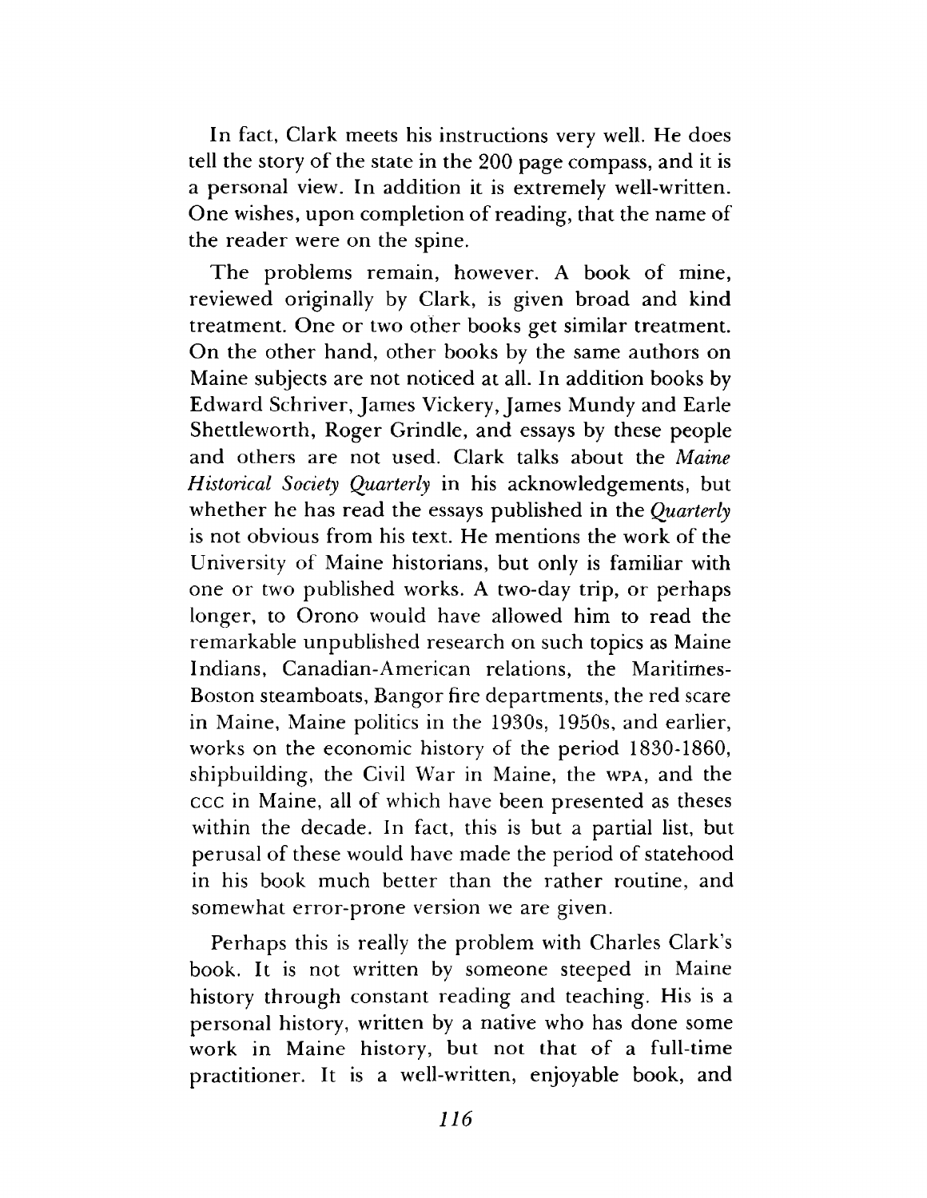In fact, Clark meets his instructions very well. He does tell the story of the state in the 200 page compass, and it is a personal view. In addition it is extremely well-written. One wishes, upon completion of reading, that the name of the reader were on the spine.

The problems remain, however. A book of mine, reviewed originally by Clark, is given broad and kind treatment. One or two other books get similar treatment. On the other hand, other books by the same authors on Maine subjects are not noticed at all. In addition books by Edward Schriver, James Vickery, James Mundy and Earle Shettleworth, Roger Grindle, and essays by these people and others are not used. Clark talks about the *Maine Historical Society Quarterly* in his acknowledgements, but whether he has read the essays published in the *Quarterly* is not obvious from his text. He mentions the work of the University of Maine historians, but only is familiar with one or two published works. A two-day trip, or perhaps longer, to Orono would have allowed him to read the remarkable unpublished research on such topics as Maine Indians, Canadian-American relations, the Maritimes-Boston steamboats, Bangor fire departments, the red scare in Maine, Maine politics in the 1930s, 1950s, and earlier, works on the economic history of the period 1830-1860, shipbuilding, the Civil War in Maine, the WPA, and the CCC in Maine, all of which have been presented as theses within the decade. In fact, this is but a partial list, but perusal of these would have made the period of statehood in his book much better than the rather routine, and somewhat error-prone version we are given.

Perhaps this is really the problem with Charles Clark's book. It is not written by someone steeped in Maine history through constant reading and teaching. His is a personal history, written by a native who has done some work in Maine history, but not that of a full-time practitioner. It is a well-written, enjoyable book, and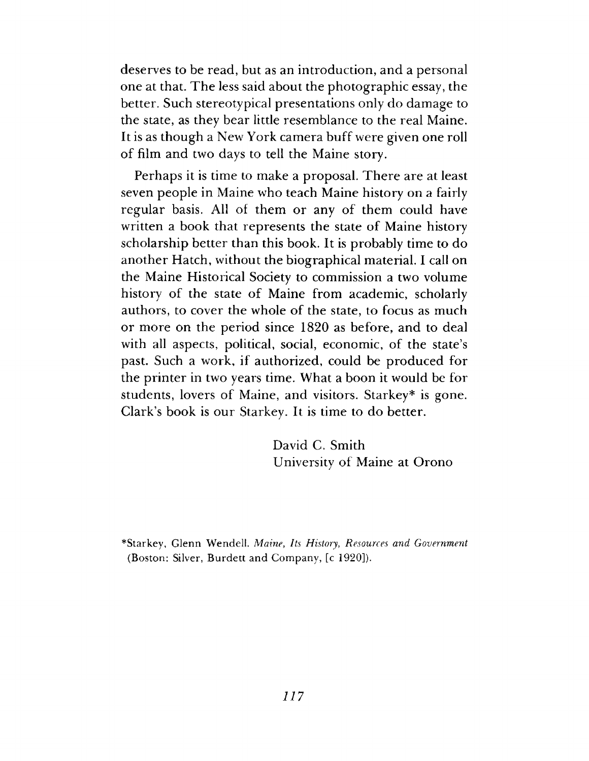deserves to be read, but as an introduction, and a personal one at that. The less said about the photographic essay, the better. Such stereotypical presentations only do damage to the state, as they bear little resemblance to the real Maine. It is as though a New York camera buff were given one roll of film and two days to tell the Maine story.

Perhaps it is time to make a proposal. There are at least seven people in Maine who teach Maine history on a fairly regular basis. All of them or any of them could have written a book that represents the state of Maine history scholarship better than this book. It is probably time to do another Hatch, without the biographical material. I call on the Maine Historical Society to commission a two volume history of the state of Maine from academic, scholarly authors, to cover the whole of the state, to focus as much or more on the period since 1820 as before, and to deal with all aspects, political, social, economic, of the state's past. Such a work, if authorized, could be produced for the printer in two years time. What a boon it would be for students, lovers of Maine, and visitors. Starkey* is gone. Clark's book is our Starkey. It is time to do better.

David C. Smith
University of Maine at Orono

*Starkey, Glenn Wendell. *Maine, Its History, Resources and Government* (Boston: Silver, Burdett and Company, [c 1920]).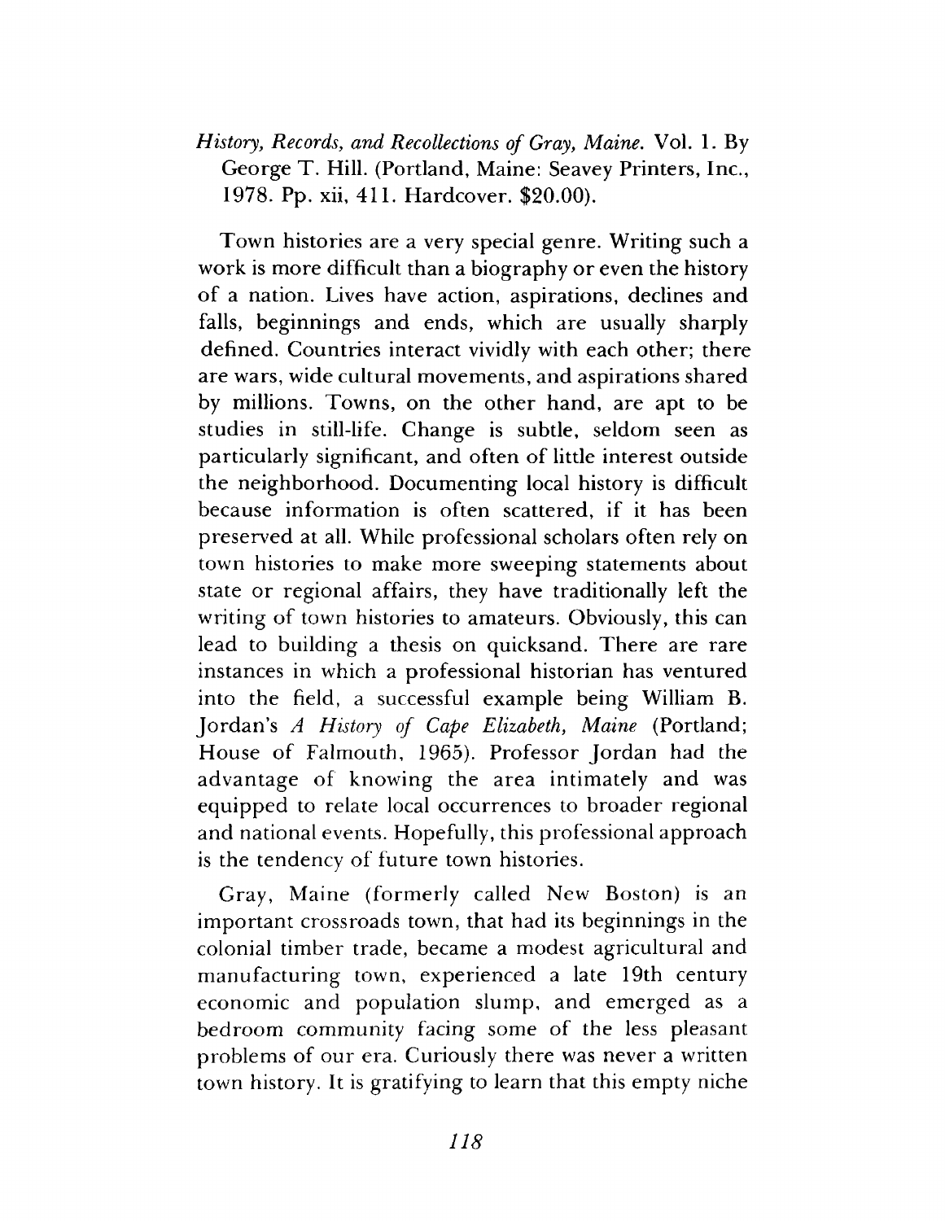*History, Records, and Recollections of Gray, Maine.* Vol. 1. By George T. Hill. (Portland, Maine: Seavey Printers, Inc., 1978. Pp. xii, 411. Hardcover. $20.00).

Town histories are a very special genre. Writing such a work is more difficult than a biography or even the history of a nation. Lives have action, aspirations, declines and falls, beginnings and ends, which are usually sharply defined. Countries interact vividly with each other; there are wars, wide cultural movements, and aspirations shared by millions. Towns, on the other hand, are apt to be studies in still-life. Change is subtle, seldom seen as particularly significant, and often of little interest outside the neighborhood. Documenting local history is difficult because information is often scattered, if it has been preserved at all. While professional scholars often rely on town histories to make more sweeping statements about state or regional affairs, they have traditionally left the writing of town histories to amateurs. Obviously, this can lead to building a thesis on quicksand. There are rare instances in which a professional historian has ventured into the field, a successful example being William B. Jordan's *A History of Cape Elizabeth, Maine* (Portland; House of Falmouth, 1965). Professor Jordan had the advantage of knowing the area intimately and was equipped to relate local occurrences to broader regional and national events. Hopefully, this professional approach is the tendency of future town histories.

Gray, Maine (formerly called New Boston) is an important crossroads town, that had its beginnings in the colonial timber trade, became a modest agricultural and manufacturing town, experienced a late 19th century economic and population slump, and emerged as a bedroom community facing some of the less pleasant problems of our era. Curiously there was never a written town history. It is gratifying to learn that this empty niche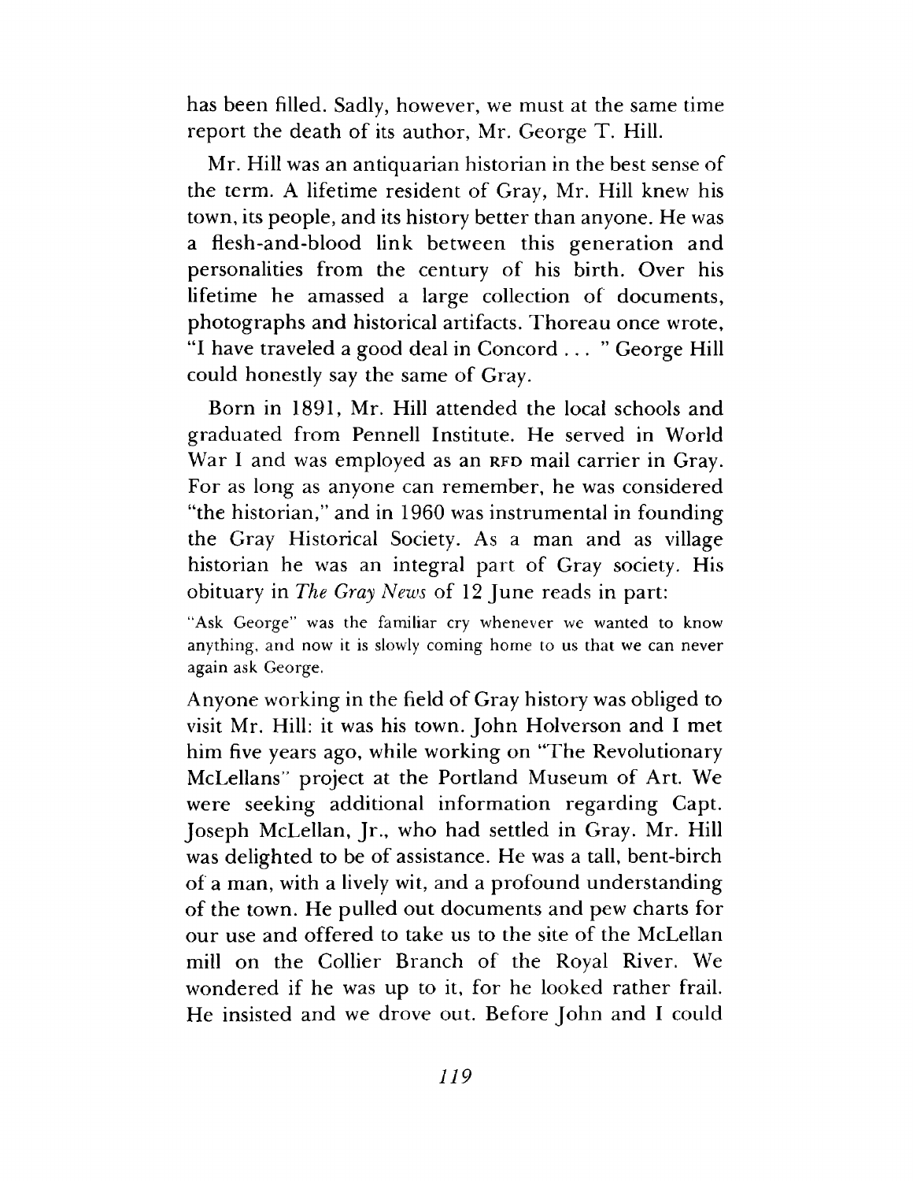has been filled. Sadly, however, we must at the same time report the death of its author, Mr. George T. Hill.

Mr. Hill was an antiquarian historian in the best sense of the term. A lifetime resident of Gray, Mr. Hill knew his town, its people, and its history better than anyone. He was a flesh-and-blood link between this generation and personalities from the century of his birth. Over his lifetime he amassed a large collection of documents, photographs and historical artifacts. Thoreau once wrote, "I have traveled a good deal in Concord . . . " George Hill could honestly say the same of Gray.

Born in 1891, Mr. Hill attended the local schools and graduated from Pennell Institute. He served in World War I and was employed as an RFD mail carrier in Gray. For as long as anyone can remember, he was considered "the historian," and in 1960 was instrumental in founding the Gray Historical Society. As a man and as village historian he was an integral part of Gray society. His obituary in *The Gray News* of 12 June reads in part:

> "Ask George" was the familiar cry whenever we wanted to know anything, and now it is slowly coming home to us that we can never again ask George.

Anyone working in the field of Gray history was obliged to visit Mr. Hill: it was his town. John Holverson and I met him five years ago, while working on "The Revolutionary McLellans" project at the Portland Museum of Art. We were seeking additional information regarding Capt. Joseph McLellan, Jr., who had settled in Gray. Mr. Hill was delighted to be of assistance. He was a tall, bent-birch of a man, with a lively wit, and a profound understanding of the town. He pulled out documents and pew charts for our use and offered to take us to the site of the McLellan mill on the Collier Branch of the Royal River. We wondered if he was up to it, for he looked rather frail. He insisted and we drove out. Before John and I could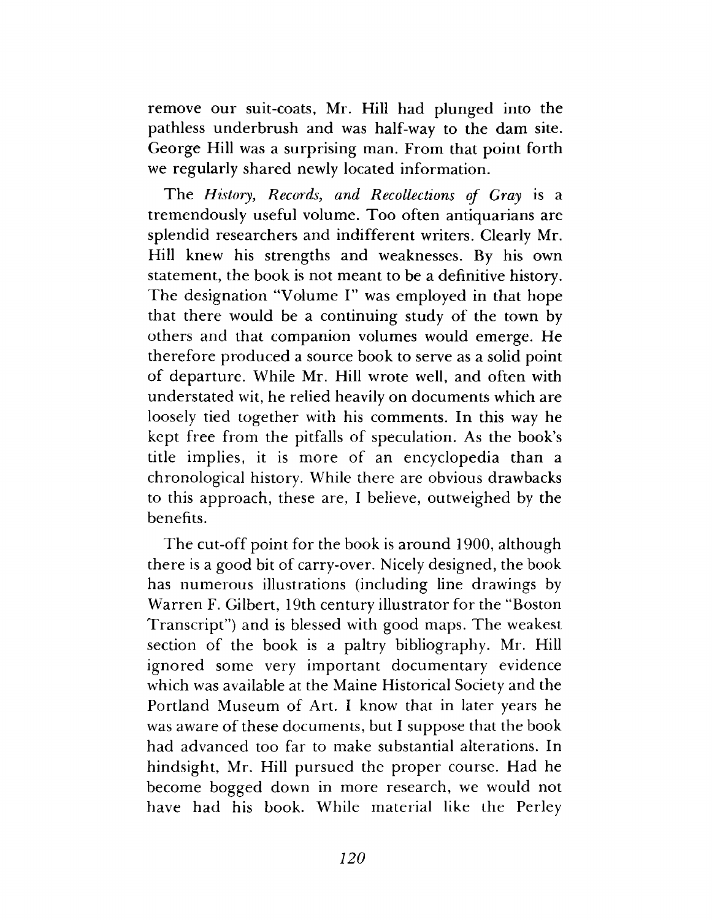remove our suit-coats, Mr. Hill had plunged into the pathless underbrush and was half-way to the dam site. George Hill was a surprising man. From that point forth we regularly shared newly located information.

The *History, Records, and Recollections of Gray* is a tremendously useful volume. Too often antiquarians are splendid researchers and indifferent writers. Clearly Mr. Hill knew his strengths and weaknesses. By his own statement, the book is not meant to be a definitive history. The designation "Volume I" was employed in that hope that there would be a continuing study of the town by others and that companion volumes would emerge. He therefore produced a source book to serve as a solid point of departure. While Mr. Hill wrote well, and often with understated wit, he relied heavily on documents which are loosely tied together with his comments. In this way he kept free from the pitfalls of speculation. As the book's title implies, it is more of an encyclopedia than a chronological history. While there are obvious drawbacks to this approach, these are, I believe, outweighed by the benefits.

The cut-off point for the book is around 1900, although there is a good bit of carry-over. Nicely designed, the book has numerous illustrations (including line drawings by Warren F. Gilbert, 19th century illustrator for the "Boston Transcript") and is blessed with good maps. The weakest section of the book is a paltry bibliography. Mr. Hill ignored some very important documentary evidence which was available at the Maine Historical Society and the Portland Museum of Art. I know that in later years he was aware of these documents, but I suppose that the book had advanced too far to make substantial alterations. In hindsight, Mr. Hill pursued the proper course. Had he become bogged down in more research, we would not have had his book. While material like the Perley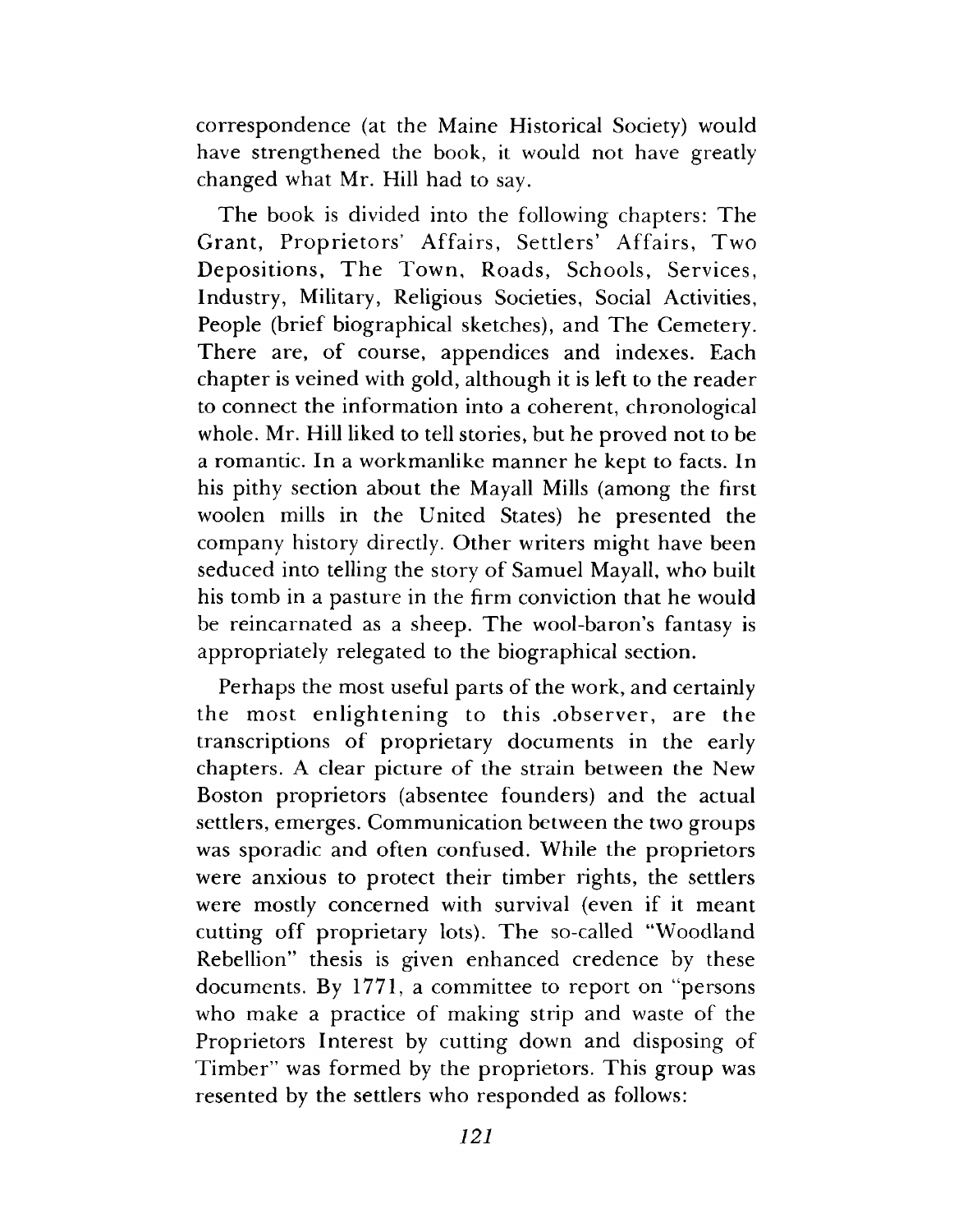correspondence (at the Maine Historical Society) would have strengthened the book, it would not have greatly changed what Mr. Hill had to say.

The book is divided into the following chapters: The Grant, Proprietors' Affairs, Settlers' Affairs, Two Depositions, The Town, Roads, Schools, Services, Industry, Military, Religious Societies, Social Activities, People (brief biographical sketches), and The Cemetery. There are, of course, appendices and indexes. Each chapter is veined with gold, although it is left to the reader to connect the information into a coherent, chronological whole. Mr. Hill liked to tell stories, but he proved not to be a romantic. In a workmanlike manner he kept to facts. In his pithy section about the Mayall Mills (among the first woolen mills in the United States) he presented the company history directly. Other writers might have been seduced into telling the story of Samuel Mayall, who built his tomb in a pasture in the firm conviction that he would be reincarnated as a sheep. The wool-baron's fantasy is appropriately relegated to the biographical section.

Perhaps the most useful parts of the work, and certainly the most enlightening to this .observer, are the transcriptions of proprietary documents in the early chapters. A clear picture of the strain between the New Boston proprietors (absentee founders) and the actual settlers, emerges. Communication between the two groups was sporadic and often confused. While the proprietors were anxious to protect their timber rights, the settlers were mostly concerned with survival (even if it meant cutting off proprietary lots). The so-called "Woodland Rebellion" thesis is given enhanced credence by these documents. By 1771, a committee to report on "persons who make a practice of making strip and waste of the Proprietors Interest by cutting down and disposing of Timber" was formed by the proprietors. This group was resented by the settlers who responded as follows: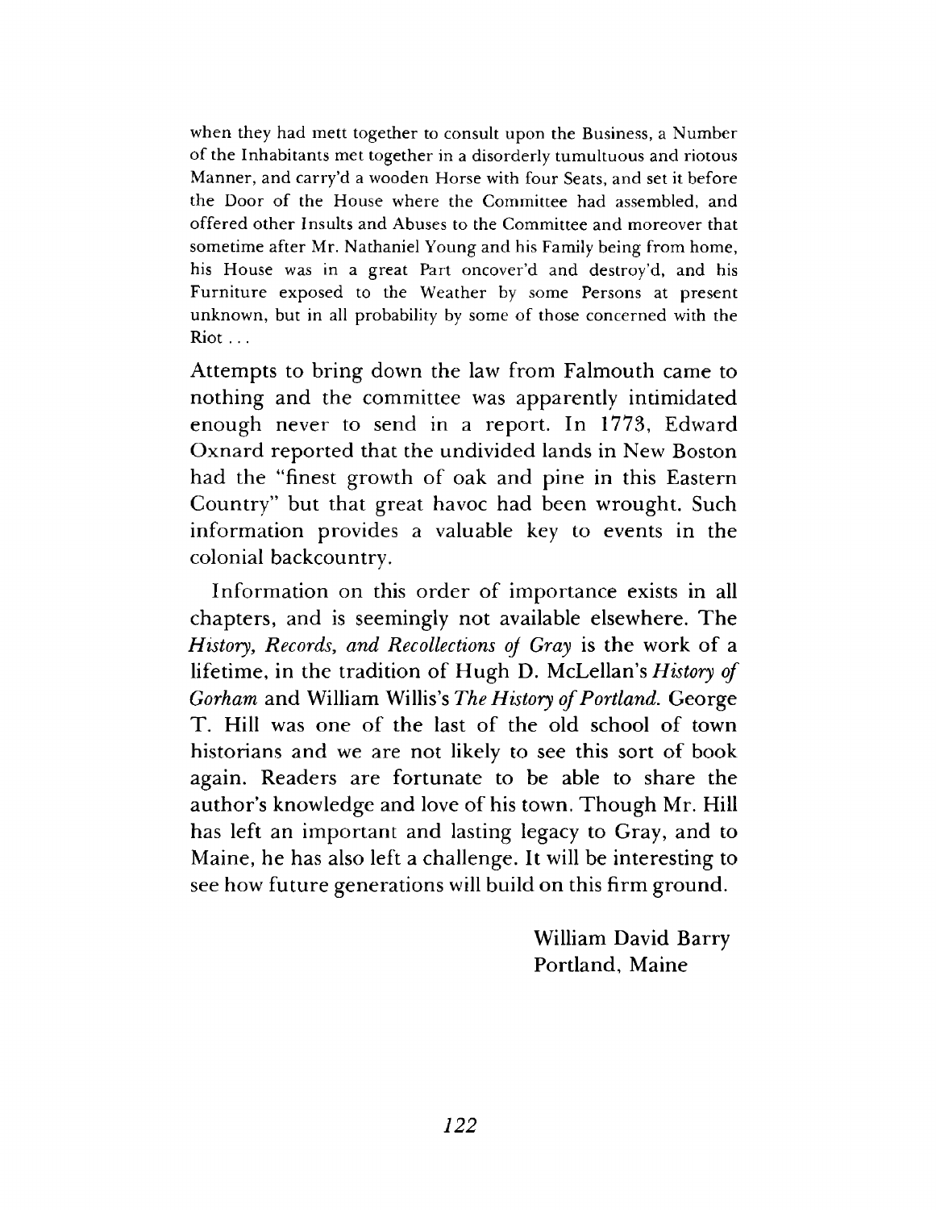> when they had mett together to consult upon the Business, a Number of the Inhabitants met together in a disorderly tumultuous and riotous Manner, and carry'd a wooden Horse with four Seats, and set it before the Door of the House where the Committee had assembled, and offered other Insults and Abuses to the Committee and moreover that sometime after Mr. Nathaniel Young and his Family being from home, his House was in a great Part oncover'd and destroy'd, and his Furniture exposed to the Weather by some Persons at present unknown, but in all probability by some of those concerned with the Riot . . .

Attempts to bring down the law from Falmouth came to nothing and the committee was apparently intimidated enough never to send in a report. In 1773, Edward Oxnard reported that the undivided lands in New Boston had the "finest growth of oak and pine in this Eastern Country" but that great havoc had been wrought. Such information provides a valuable key to events in the colonial backcountry.

Information on this order of importance exists in all chapters, and is seemingly not available elsewhere. The *History, Records, and Recollections of Gray* is the work of a lifetime, in the tradition of Hugh D. McLellan's *History of Gorham* and William Willis's *The History of Portland.* George T. Hill was one of the last of the old school of town historians and we are not likely to see this sort of book again. Readers are fortunate to be able to share the author's knowledge and love of his town. Though Mr. Hill has left an important and lasting legacy to Gray, and to Maine, he has also left a challenge. It will be interesting to see how future generations will build on this firm ground.

William David Barry
Portland, Maine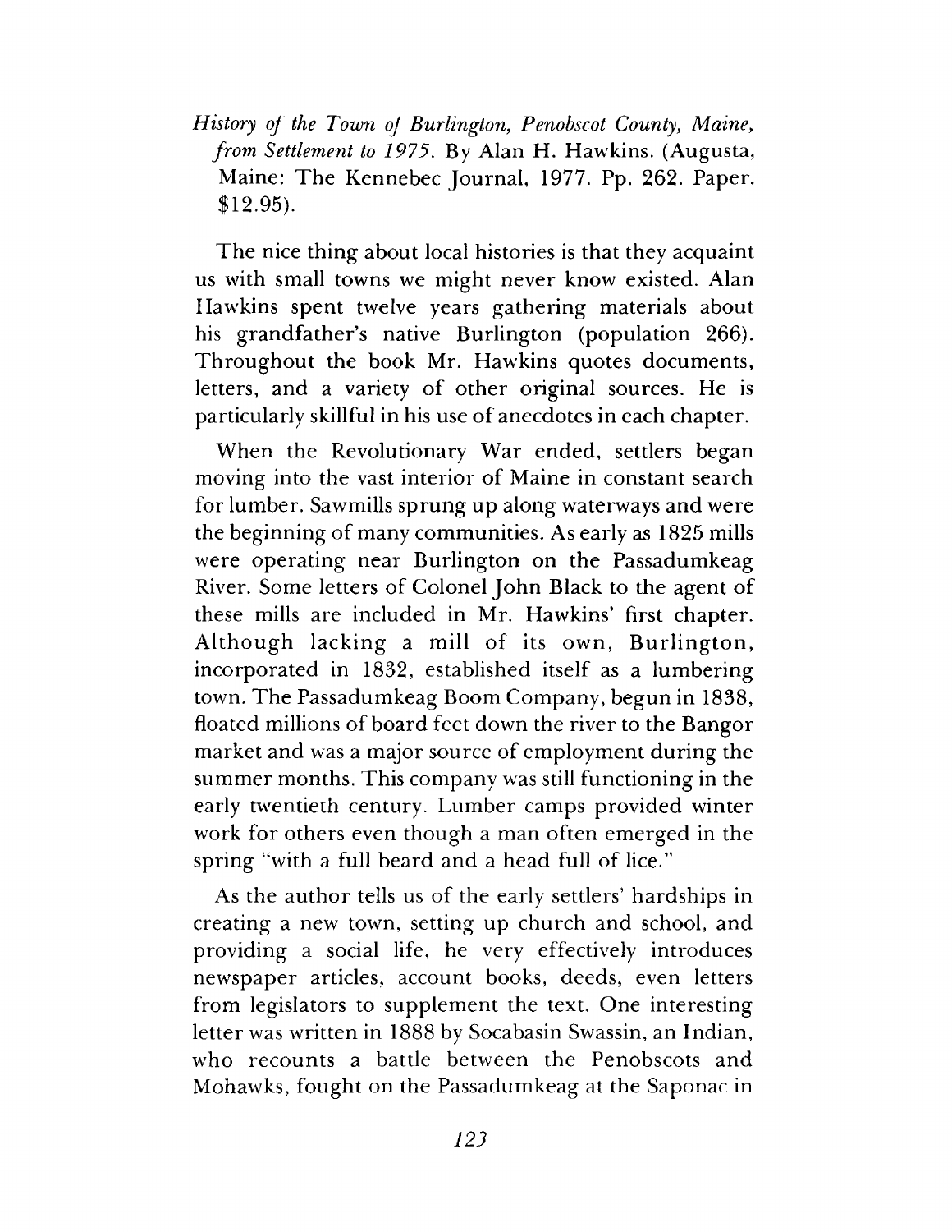*History of the Town of Burlington, Penobscot County, Maine, from Settlement to 1975.* By Alan H. Hawkins. (Augusta, Maine: The Kennebec Journal, 1977. Pp. 262. Paper. $12.95).

The nice thing about local histories is that they acquaint us with small towns we might never know existed. Alan Hawkins spent twelve years gathering materials about his grandfather's native Burlington (population 266). Throughout the book Mr. Hawkins quotes documents, letters, and a variety of other original sources. He is particularly skillful in his use of anecdotes in each chapter.

When the Revolutionary War ended, settlers began moving into the vast interior of Maine in constant search for lumber. Sawmills sprung up along waterways and were the beginning of many communities. As early as 1825 mills were operating near Burlington on the Passadumkeag River. Some letters of Colonel John Black to the agent of these mills are included in Mr. Hawkins' first chapter. Although lacking a mill of its own, Burlington, incorporated in 1832, established itself as a lumbering town. The Passadumkeag Boom Company, begun in 1838, floated millions of board feet down the river to the Bangor market and was a major source of employment during the summer months. This company was still functioning in the early twentieth century. Lumber camps provided winter work for others even though a man often emerged in the spring "with a full beard and a head full of lice."

As the author tells us of the early settlers' hardships in creating a new town, setting up church and school, and providing a social life, he very effectively introduces newspaper articles, account books, deeds, even letters from legislators to supplement the text. One interesting letter was written in 1888 by Socabasin Swassin, an Indian, who recounts a battle between the Penobscots and Mohawks, fought on the Passadumkeag at the Saponac in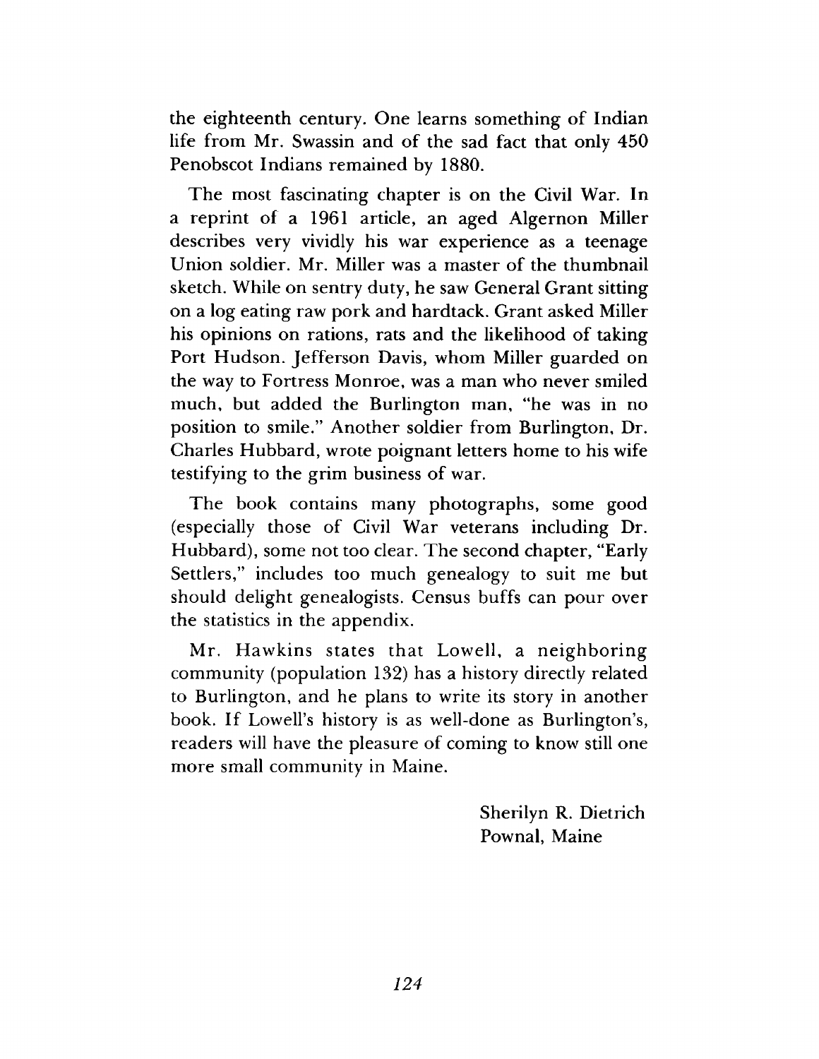the eighteenth century. One learns something of Indian life from Mr. Swassin and of the sad fact that only 450 Penobscot Indians remained by 1880.

The most fascinating chapter is on the Civil War. In a reprint of a 1961 article, an aged Algernon Miller describes very vividly his war experience as a teenage Union soldier. Mr. Miller was a master of the thumbnail sketch. While on sentry duty, he saw General Grant sitting on a log eating raw pork and hardtack. Grant asked Miller his opinions on rations, rats and the likelihood of taking Port Hudson. Jefferson Davis, whom Miller guarded on the way to Fortress Monroe, was a man who never smiled much, but added the Burlington man, "he was in no position to smile." Another soldier from Burlington, Dr. Charles Hubbard, wrote poignant letters home to his wife testifying to the grim business of war.

The book contains many photographs, some good (especially those of Civil War veterans including Dr. Hubbard), some not too clear. The second chapter, "Early Settlers," includes too much genealogy to suit me but should delight genealogists. Census buffs can pour over the statistics in the appendix.

Mr. Hawkins states that Lowell, a neighboring community (population 132) has a history directly related to Burlington, and he plans to write its story in another book. If Lowell's history is as well-done as Burlington's, readers will have the pleasure of coming to know still one more small community in Maine.

Sherilyn R. Dietrich
Pownal, Maine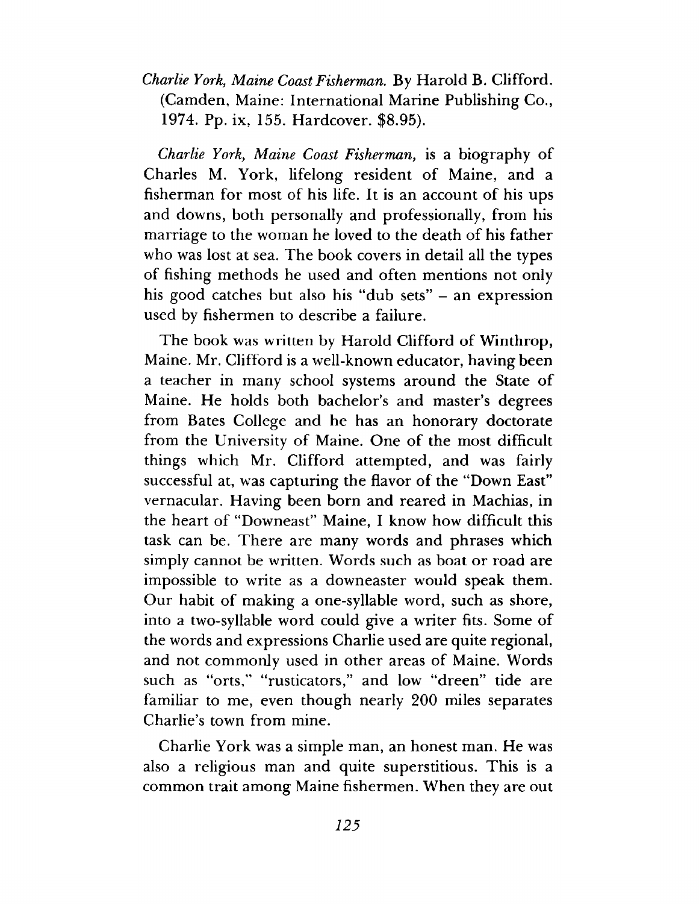*Charlie York, Maine Coast Fisherman.* By Harold B. Clifford. (Camden, Maine: International Marine Publishing Co., 1974. Pp. ix, 155. Hardcover. $8.95).

*Charlie York, Maine Coast Fisherman,* is a biography of Charles M. York, lifelong resident of Maine, and a fisherman for most of his life. It is an account of his ups and downs, both personally and professionally, from his marriage to the woman he loved to the death of his father who was lost at sea. The book covers in detail all the types of fishing methods he used and often mentions not only his good catches but also his "dub sets" – an expression used by fishermen to describe a failure.

The book was written by Harold Clifford of Winthrop, Maine. Mr. Clifford is a well-known educator, having been a teacher in many school systems around the State of Maine. He holds both bachelor's and master's degrees from Bates College and he has an honorary doctorate from the University of Maine. One of the most difficult things which Mr. Clifford attempted, and was fairly successful at, was capturing the flavor of the "Down East" vernacular. Having been born and reared in Machias, in the heart of "Downeast" Maine, I know how difficult this task can be. There are many words and phrases which simply cannot be written. Words such as boat or road are impossible to write as a downeaster would speak them. Our habit of making a one-syllable word, such as shore, into a two-syllable word could give a writer fits. Some of the words and expressions Charlie used are quite regional, and not commonly used in other areas of Maine. Words such as "orts," "rusticators," and low "dreen" tide are familiar to me, even though nearly 200 miles separates Charlie's town from mine.

Charlie York was a simple man, an honest man. He was also a religious man and quite superstitious. This is a common trait among Maine fishermen. When they are out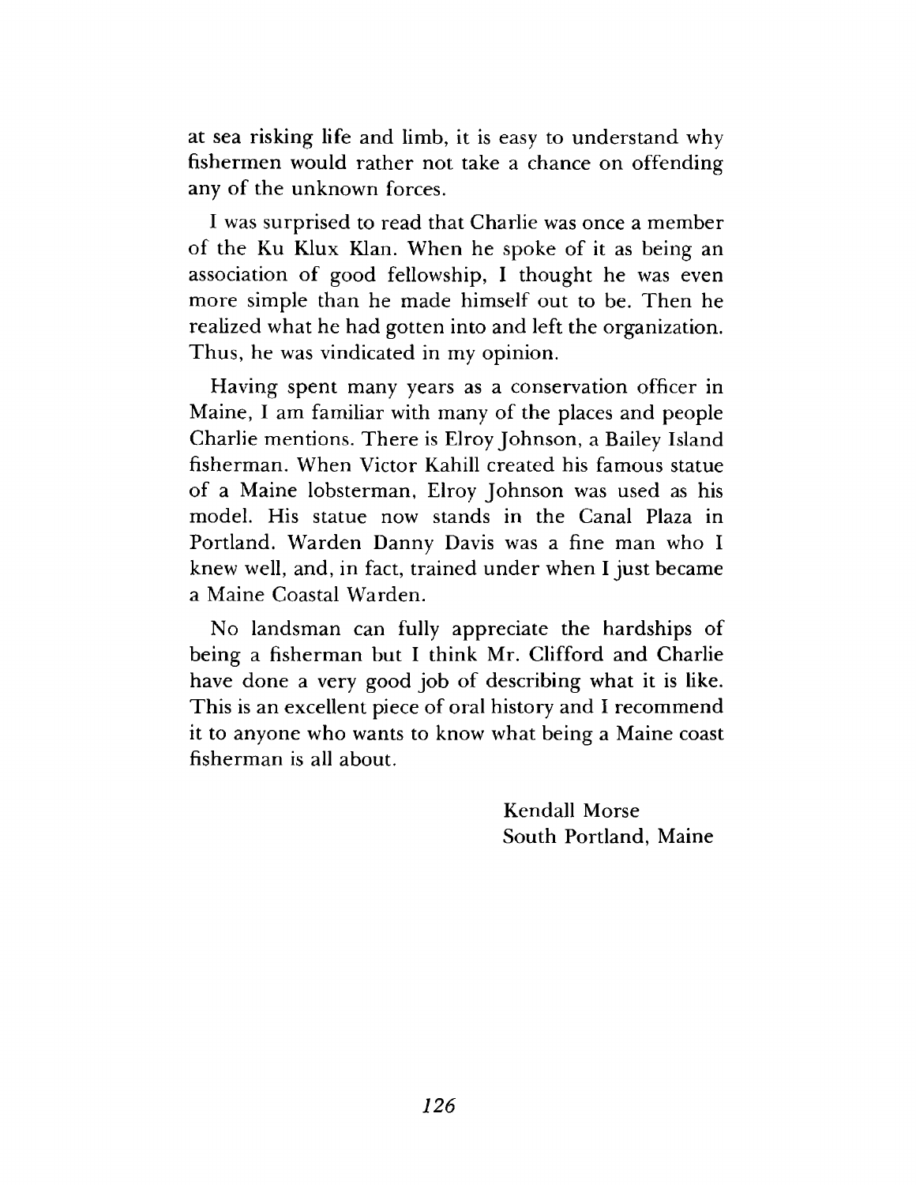at sea risking life and limb, it is easy to understand why fishermen would rather not take a chance on offending any of the unknown forces.

I was surprised to read that Charlie was once a member of the Ku Klux Klan. When he spoke of it as being an association of good fellowship, I thought he was even more simple than he made himself out to be. Then he realized what he had gotten into and left the organization. Thus, he was vindicated in my opinion.

Having spent many years as a conservation officer in Maine, I am familiar with many of the places and people Charlie mentions. There is Elroy Johnson, a Bailey Island fisherman. When Victor Kahill created his famous statue of a Maine lobsterman, Elroy Johnson was used as his model. His statue now stands in the Canal Plaza in Portland. Warden Danny Davis was a fine man who I knew well, and, in fact, trained under when I just became a Maine Coastal Warden.

No landsman can fully appreciate the hardships of being a fisherman but I think Mr. Clifford and Charlie have done a very good job of describing what it is like. This is an excellent piece of oral history and I recommend it to anyone who wants to know what being a Maine coast fisherman is all about.

Kendall Morse
South Portland, Maine